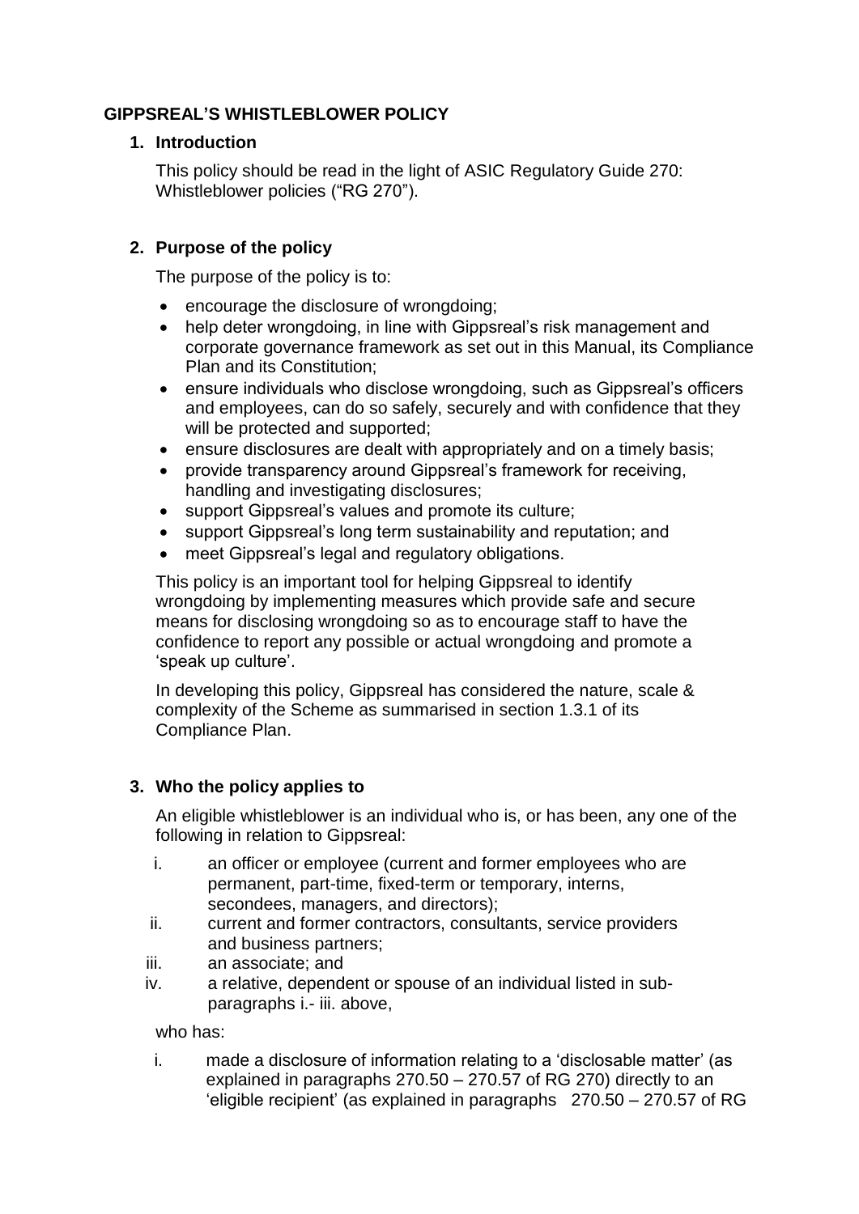# GIPPSREAL'S WHISTLEBLOWER POLICY

## 1. Introduction

This policy should be read in the light of ASIC Regulatory Guide 270: Whistleblower policies ("RG 270").

## 2. Purpose of the policy

The purpose of the policy is to:

- encourage the disclosure of wrongdoing;
- help deter wrongdoing, in line with Gippsreal's risk management and corporate governance framework as set out in this Manual, its Compliance Plan and its Constitution;
- ensure individuals who disclose wrongdoing, such as Gippsreal's officers and employees, can do so safely, securely and with confidence that they will be protected and supported;
- ensure disclosures are dealt with appropriately and on a timely basis;
- provide transparency around Gippsreal's framework for receiving, handling and investigating disclosures;
- support Gippsreal's values and promote its culture;
- support Gippsreal's long term sustainability and reputation; and
- meet Gippsreal's legal and regulatory obligations.

This policy is an important tool for helping Gippsreal to identify wrongdoing by implementing measures which provide safe and secure means for disclosing wrongdoing so as to encourage staff to have the confidence to report any possible or actual wrongdoing and promote a 'speak up culture'.

In developing this policy, Gippsreal has considered the nature, scale & complexity of the Scheme as summarised in section 1.3.1 of its Compliance Plan.

## 3. Who the policy applies to

An eligible whistleblower is an individual who is, or has been, any one of the following in relation to Gippsreal:

i. an officer or employee (current and former employees who are permanent, part-time, fixed-term or temporary, interns, secondees, managers, and directors);
ii. current and former contractors, consultants, service providers and business partners;
iii. an associate; and
iv. a relative, dependent or spouse of an individual listed in sub-paragraphs i.- iii. above,

who has:

i. made a disclosure of information relating to a 'disclosable matter' (as explained in paragraphs 270.50 – 270.57 of RG 270) directly to an 'eligible recipient' (as explained in paragraphs 270.50 – 270.57 of RG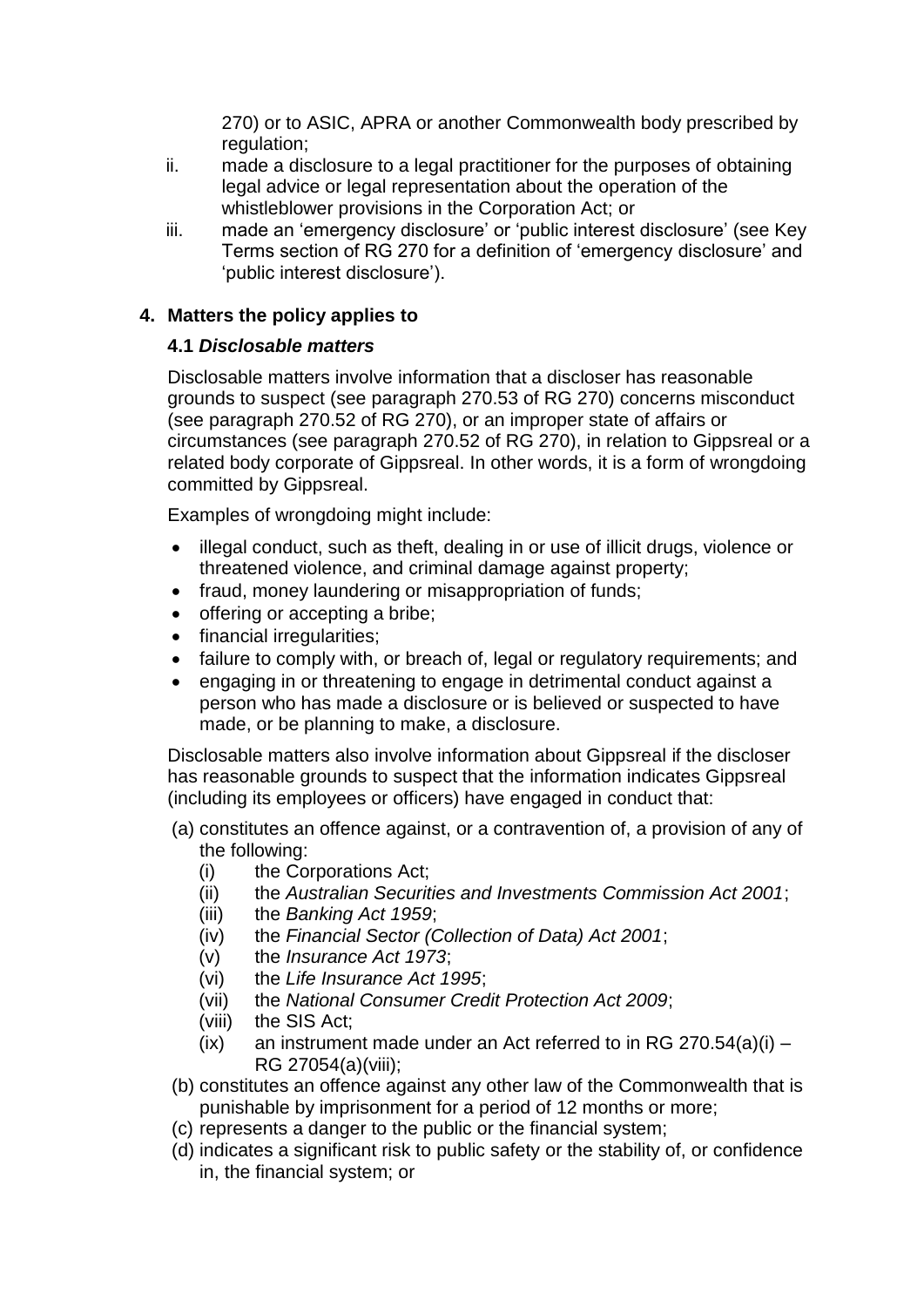270) or to ASIC, APRA or another Commonwealth body prescribed by regulation;

ii. made a disclosure to a legal practitioner for the purposes of obtaining legal advice or legal representation about the operation of the whistleblower provisions in the Corporation Act; or

iii. made an 'emergency disclosure' or 'public interest disclosure' (see Key Terms section of RG 270 for a definition of 'emergency disclosure' and 'public interest disclosure').

## 4. Matters the policy applies to

### 4.1 *Disclosable matters*

Disclosable matters involve information that a discloser has reasonable grounds to suspect (see paragraph 270.53 of RG 270) concerns misconduct (see paragraph 270.52 of RG 270), or an improper state of affairs or circumstances (see paragraph 270.52 of RG 270), in relation to Gippsreal or a related body corporate of Gippsreal. In other words, it is a form of wrongdoing committed by Gippsreal.

Examples of wrongdoing might include:

- illegal conduct, such as theft, dealing in or use of illicit drugs, violence or threatened violence, and criminal damage against property;
- fraud, money laundering or misappropriation of funds;
- offering or accepting a bribe;
- financial irregularities;
- failure to comply with, or breach of, legal or regulatory requirements; and
- engaging in or threatening to engage in detrimental conduct against a person who has made a disclosure or is believed or suspected to have made, or be planning to make, a disclosure.

Disclosable matters also involve information about Gippsreal if the discloser has reasonable grounds to suspect that the information indicates Gippsreal (including its employees or officers) have engaged in conduct that:

(a) constitutes an offence against, or a contravention of, a provision of any of the following:
   (i) the Corporations Act;
   (ii) the *Australian Securities and Investments Commission Act 2001*;
   (iii) the *Banking Act 1959*;
   (iv) the *Financial Sector (Collection of Data) Act 2001*;
   (v) the *Insurance Act 1973*;
   (vi) the *Life Insurance Act 1995*;
   (vii) the *National Consumer Credit Protection Act 2009*;
   (viii) the SIS Act;
   (ix) an instrument made under an Act referred to in RG 270.54(a)(i) – RG 27054(a)(viii);

(b) constitutes an offence against any other law of the Commonwealth that is punishable by imprisonment for a period of 12 months or more;

(c) represents a danger to the public or the financial system;

(d) indicates a significant risk to public safety or the stability of, or confidence in, the financial system; or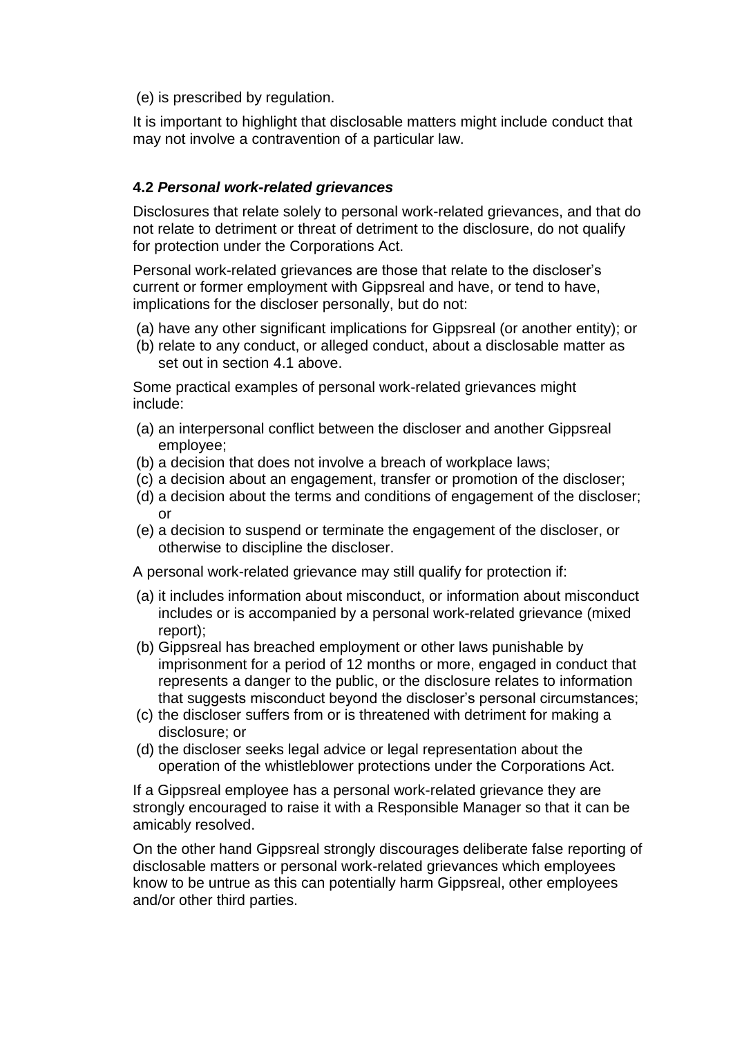(e) is prescribed by regulation.

It is important to highlight that disclosable matters might include conduct that may not involve a contravention of a particular law.

### 4.2 *Personal work-related grievances*

Disclosures that relate solely to personal work-related grievances, and that do not relate to detriment or threat of detriment to the disclosure, do not qualify for protection under the Corporations Act.

Personal work-related grievances are those that relate to the discloser's current or former employment with Gippsreal and have, or tend to have, implications for the discloser personally, but do not:

(a) have any other significant implications for Gippsreal (or another entity); or
(b) relate to any conduct, or alleged conduct, about a disclosable matter as set out in section 4.1 above.

Some practical examples of personal work-related grievances might include:

(a) an interpersonal conflict between the discloser and another Gippsreal employee;
(b) a decision that does not involve a breach of workplace laws;
(c) a decision about an engagement, transfer or promotion of the discloser;
(d) a decision about the terms and conditions of engagement of the discloser; or
(e) a decision to suspend or terminate the engagement of the discloser, or otherwise to discipline the discloser.

A personal work-related grievance may still qualify for protection if:

(a) it includes information about misconduct, or information about misconduct includes or is accompanied by a personal work-related grievance (mixed report);
(b) Gippsreal has breached employment or other laws punishable by imprisonment for a period of 12 months or more, engaged in conduct that represents a danger to the public, or the disclosure relates to information that suggests misconduct beyond the discloser's personal circumstances;
(c) the discloser suffers from or is threatened with detriment for making a disclosure; or
(d) the discloser seeks legal advice or legal representation about the operation of the whistleblower protections under the Corporations Act.

If a Gippsreal employee has a personal work-related grievance they are strongly encouraged to raise it with a Responsible Manager so that it can be amicably resolved.

On the other hand Gippsreal strongly discourages deliberate false reporting of disclosable matters or personal work-related grievances which employees know to be untrue as this can potentially harm Gippsreal, other employees and/or other third parties.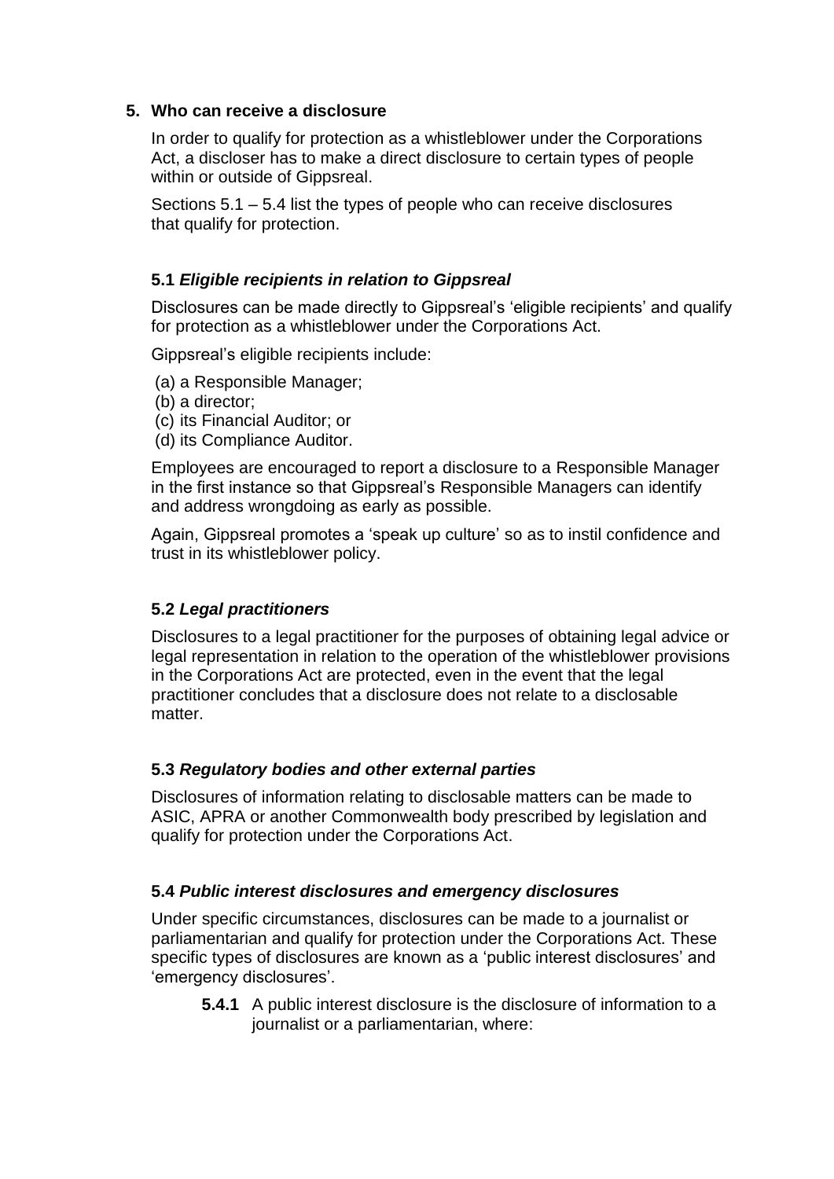## 5. Who can receive a disclosure

In order to qualify for protection as a whistleblower under the Corporations Act, a discloser has to make a direct disclosure to certain types of people within or outside of Gippsreal.

Sections 5.1 – 5.4 list the types of people who can receive disclosures that qualify for protection.

### 5.1 *Eligible recipients in relation to Gippsreal*

Disclosures can be made directly to Gippsreal's 'eligible recipients' and qualify for protection as a whistleblower under the Corporations Act.

Gippsreal's eligible recipients include:

(a) a Responsible Manager;
(b) a director;
(c) its Financial Auditor; or
(d) its Compliance Auditor.

Employees are encouraged to report a disclosure to a Responsible Manager in the first instance so that Gippsreal's Responsible Managers can identify and address wrongdoing as early as possible.

Again, Gippsreal promotes a 'speak up culture' so as to instil confidence and trust in its whistleblower policy.

### 5.2 *Legal practitioners*

Disclosures to a legal practitioner for the purposes of obtaining legal advice or legal representation in relation to the operation of the whistleblower provisions in the Corporations Act are protected, even in the event that the legal practitioner concludes that a disclosure does not relate to a disclosable matter.

### 5.3 *Regulatory bodies and other external parties*

Disclosures of information relating to disclosable matters can be made to ASIC, APRA or another Commonwealth body prescribed by legislation and qualify for protection under the Corporations Act.

### 5.4 *Public interest disclosures and emergency disclosures*

Under specific circumstances, disclosures can be made to a journalist or parliamentarian and qualify for protection under the Corporations Act. These specific types of disclosures are known as a 'public interest disclosures' and 'emergency disclosures'.

**5.4.1** A public interest disclosure is the disclosure of information to a journalist or a parliamentarian, where: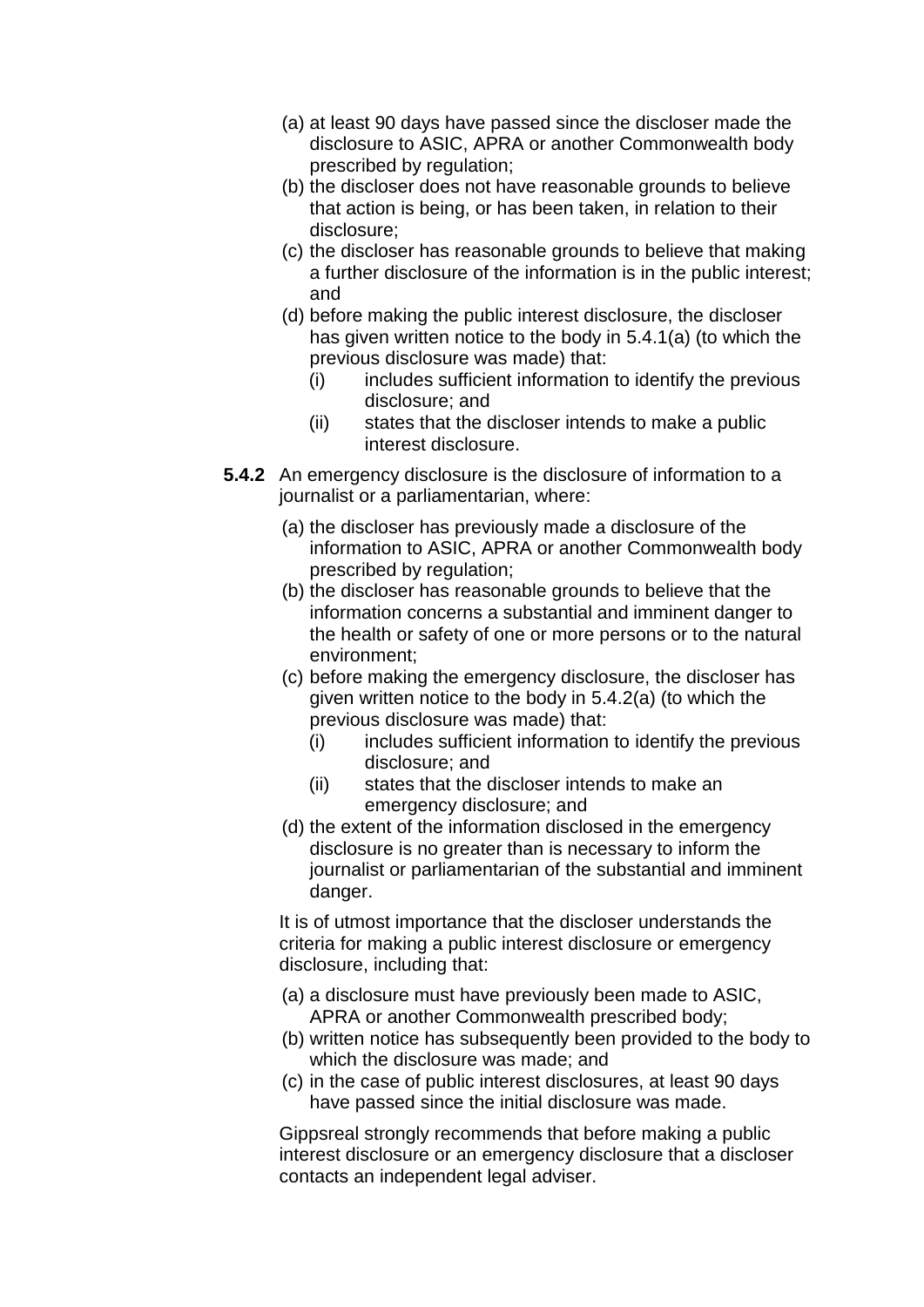(a) at least 90 days have passed since the discloser made the disclosure to ASIC, APRA or another Commonwealth body prescribed by regulation;
(b) the discloser does not have reasonable grounds to believe that action is being, or has been taken, in relation to their disclosure;
(c) the discloser has reasonable grounds to believe that making a further disclosure of the information is in the public interest; and
(d) before making the public interest disclosure, the discloser has given written notice to the body in 5.4.1(a) (to which the previous disclosure was made) that:
   (i) includes sufficient information to identify the previous disclosure; and
   (ii) states that the discloser intends to make a public interest disclosure.

**5.4.2** An emergency disclosure is the disclosure of information to a journalist or a parliamentarian, where:

(a) the discloser has previously made a disclosure of the information to ASIC, APRA or another Commonwealth body prescribed by regulation;
(b) the discloser has reasonable grounds to believe that the information concerns a substantial and imminent danger to the health or safety of one or more persons or to the natural environment;
(c) before making the emergency disclosure, the discloser has given written notice to the body in 5.4.2(a) (to which the previous disclosure was made) that:
   (i) includes sufficient information to identify the previous disclosure; and
   (ii) states that the discloser intends to make an emergency disclosure; and
(d) the extent of the information disclosed in the emergency disclosure is no greater than is necessary to inform the journalist or parliamentarian of the substantial and imminent danger.

It is of utmost importance that the discloser understands the criteria for making a public interest disclosure or emergency disclosure, including that:

(a) a disclosure must have previously been made to ASIC, APRA or another Commonwealth prescribed body;
(b) written notice has subsequently been provided to the body to which the disclosure was made; and
(c) in the case of public interest disclosures, at least 90 days have passed since the initial disclosure was made.

Gippsreal strongly recommends that before making a public interest disclosure or an emergency disclosure that a discloser contacts an independent legal adviser.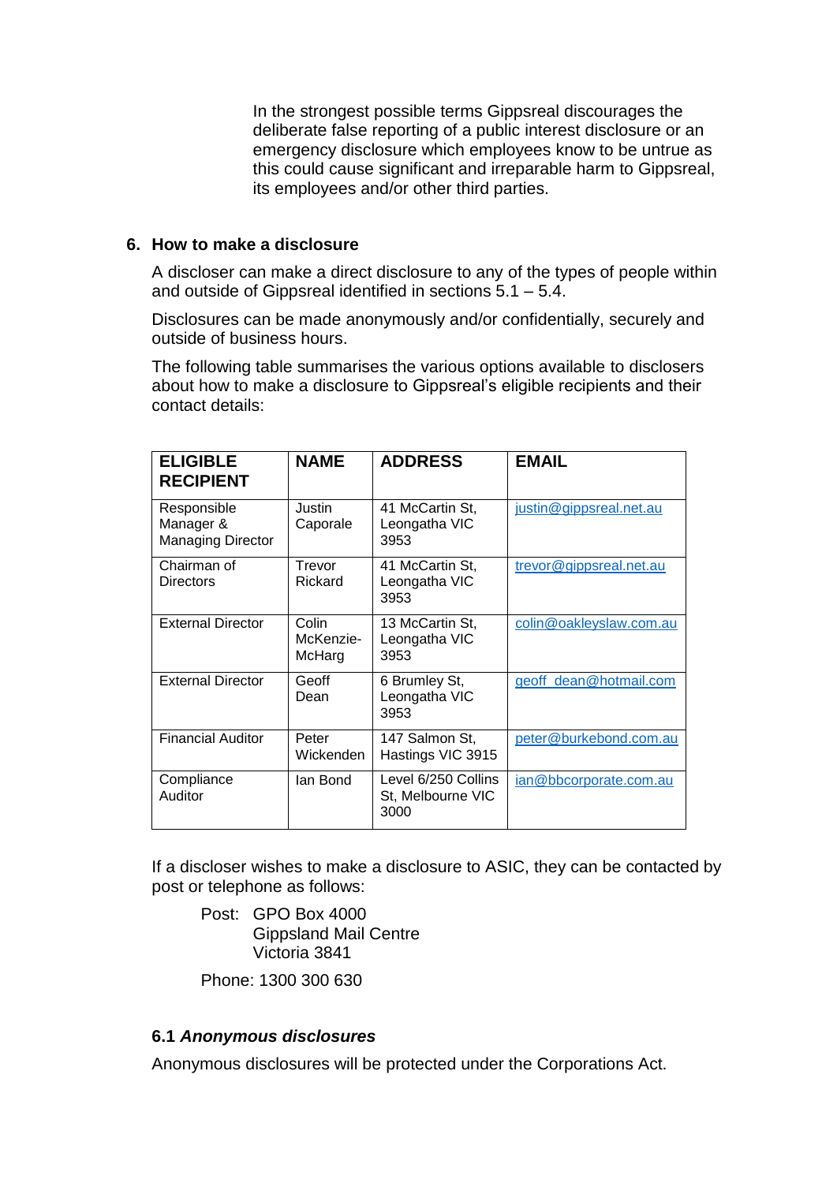In the strongest possible terms Gippsreal discourages the deliberate false reporting of a public interest disclosure or an emergency disclosure which employees know to be untrue as this could cause significant and irreparable harm to Gippsreal, its employees and/or other third parties.

## 6. How to make a disclosure

A discloser can make a direct disclosure to any of the types of people within and outside of Gippsreal identified in sections 5.1 – 5.4.

Disclosures can be made anonymously and/or confidentially, securely and outside of business hours.

The following table summarises the various options available to disclosers about how to make a disclosure to Gippsreal's eligible recipients and their contact details:

| ELIGIBLE RECIPIENT | NAME | ADDRESS | EMAIL |
|---|---|---|---|
| Responsible Manager & Managing Director | Justin Caporale | 41 McCartin St, Leongatha VIC 3953 | justin@gippsreal.net.au |
| Chairman of Directors | Trevor Rickard | 41 McCartin St, Leongatha VIC 3953 | trevor@gippsreal.net.au |
| External Director | Colin McKenzie-McHarg | 13 McCartin St, Leongatha VIC 3953 | colin@oakleyslaw.com.au |
| External Director | Geoff Dean | 6 Brumley St, Leongatha VIC 3953 | geoff_dean@hotmail.com |
| Financial Auditor | Peter Wickenden | 147 Salmon St, Hastings VIC 3915 | peter@burkebond.com.au |
| Compliance Auditor | Ian Bond | Level 6/250 Collins St, Melbourne VIC 3000 | ian@bbcorporate.com.au |

If a discloser wishes to make a disclosure to ASIC, they can be contacted by post or telephone as follows:

Post: GPO Box 4000
Gippsland Mail Centre
Victoria 3841

Phone: 1300 300 630

### 6.1 *Anonymous disclosures*

Anonymous disclosures will be protected under the Corporations Act.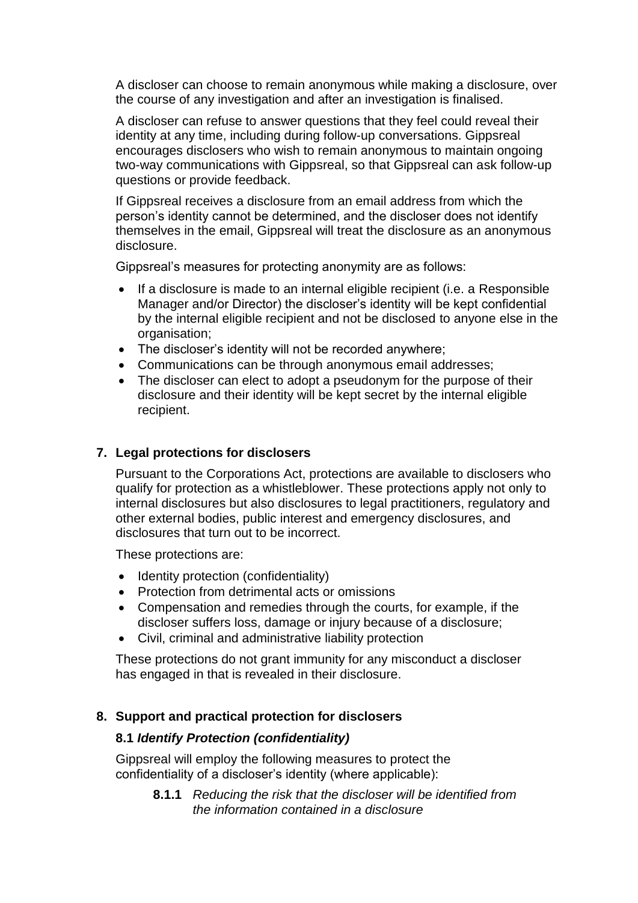A discloser can choose to remain anonymous while making a disclosure, over the course of any investigation and after an investigation is finalised.

A discloser can refuse to answer questions that they feel could reveal their identity at any time, including during follow-up conversations. Gippsreal encourages disclosers who wish to remain anonymous to maintain ongoing two-way communications with Gippsreal, so that Gippsreal can ask follow-up questions or provide feedback.

If Gippsreal receives a disclosure from an email address from which the person's identity cannot be determined, and the discloser does not identify themselves in the email, Gippsreal will treat the disclosure as an anonymous disclosure.

Gippsreal's measures for protecting anonymity are as follows:

- If a disclosure is made to an internal eligible recipient (i.e. a Responsible Manager and/or Director) the discloser's identity will be kept confidential by the internal eligible recipient and not be disclosed to anyone else in the organisation;
- The discloser's identity will not be recorded anywhere;
- Communications can be through anonymous email addresses;
- The discloser can elect to adopt a pseudonym for the purpose of their disclosure and their identity will be kept secret by the internal eligible recipient.

## 7. Legal protections for disclosers

Pursuant to the Corporations Act, protections are available to disclosers who qualify for protection as a whistleblower. These protections apply not only to internal disclosures but also disclosures to legal practitioners, regulatory and other external bodies, public interest and emergency disclosures, and disclosures that turn out to be incorrect.

These protections are:

- Identity protection (confidentiality)
- Protection from detrimental acts or omissions
- Compensation and remedies through the courts, for example, if the discloser suffers loss, damage or injury because of a disclosure;
- Civil, criminal and administrative liability protection

These protections do not grant immunity for any misconduct a discloser has engaged in that is revealed in their disclosure.

## 8. Support and practical protection for disclosers

### 8.1 *Identify Protection (confidentiality)*

Gippsreal will employ the following measures to protect the confidentiality of a discloser's identity (where applicable):

**8.1.1** *Reducing the risk that the discloser will be identified from the information contained in a disclosure*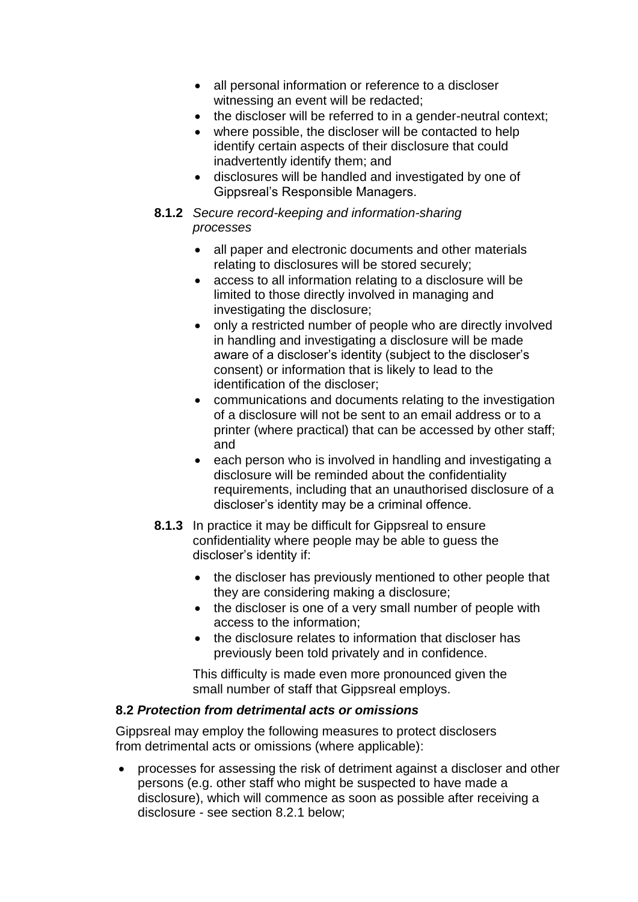- all personal information or reference to a discloser witnessing an event will be redacted;
- the discloser will be referred to in a gender-neutral context;
- where possible, the discloser will be contacted to help identify certain aspects of their disclosure that could inadvertently identify them; and
- disclosures will be handled and investigated by one of Gippsreal's Responsible Managers.

**8.1.2** *Secure record-keeping and information-sharing processes*

- all paper and electronic documents and other materials relating to disclosures will be stored securely;
- access to all information relating to a disclosure will be limited to those directly involved in managing and investigating the disclosure;
- only a restricted number of people who are directly involved in handling and investigating a disclosure will be made aware of a discloser's identity (subject to the discloser's consent) or information that is likely to lead to the identification of the discloser;
- communications and documents relating to the investigation of a disclosure will not be sent to an email address or to a printer (where practical) that can be accessed by other staff; and
- each person who is involved in handling and investigating a disclosure will be reminded about the confidentiality requirements, including that an unauthorised disclosure of a discloser's identity may be a criminal offence.

**8.1.3** In practice it may be difficult for Gippsreal to ensure confidentiality where people may be able to guess the discloser's identity if:

- the discloser has previously mentioned to other people that they are considering making a disclosure;
- the discloser is one of a very small number of people with access to the information;
- the disclosure relates to information that discloser has previously been told privately and in confidence.

This difficulty is made even more pronounced given the small number of staff that Gippsreal employs.

### 8.2 *Protection from detrimental acts or omissions*

Gippsreal may employ the following measures to protect disclosers from detrimental acts or omissions (where applicable):

- processes for assessing the risk of detriment against a discloser and other persons (e.g. other staff who might be suspected to have made a disclosure), which will commence as soon as possible after receiving a disclosure - see section 8.2.1 below;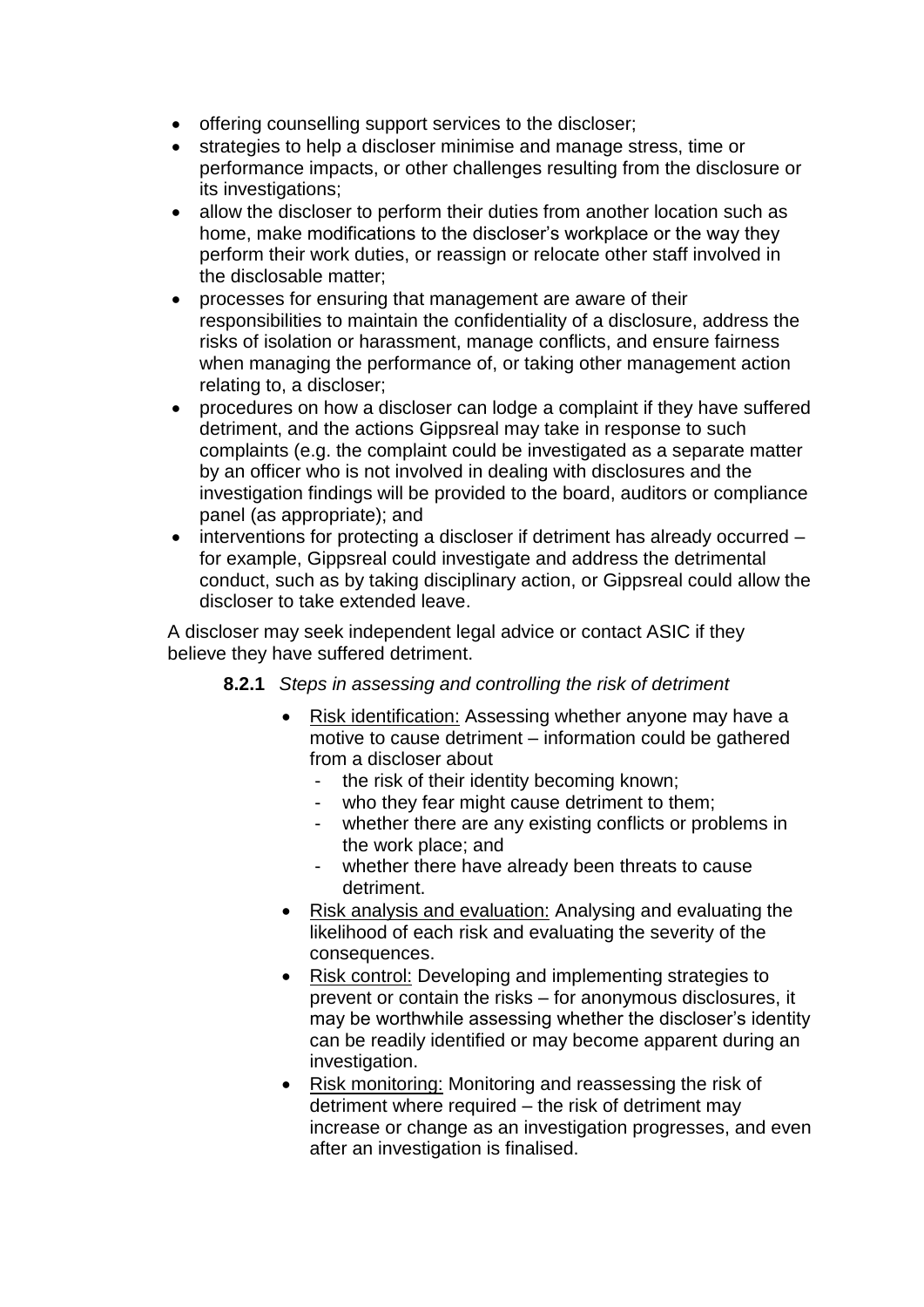- offering counselling support services to the discloser;
- strategies to help a discloser minimise and manage stress, time or performance impacts, or other challenges resulting from the disclosure or its investigations;
- allow the discloser to perform their duties from another location such as home, make modifications to the discloser's workplace or the way they perform their work duties, or reassign or relocate other staff involved in the disclosable matter;
- processes for ensuring that management are aware of their responsibilities to maintain the confidentiality of a disclosure, address the risks of isolation or harassment, manage conflicts, and ensure fairness when managing the performance of, or taking other management action relating to, a discloser;
- procedures on how a discloser can lodge a complaint if they have suffered detriment, and the actions Gippsreal may take in response to such complaints (e.g. the complaint could be investigated as a separate matter by an officer who is not involved in dealing with disclosures and the investigation findings will be provided to the board, auditors or compliance panel (as appropriate); and
- interventions for protecting a discloser if detriment has already occurred – for example, Gippsreal could investigate and address the detrimental conduct, such as by taking disciplinary action, or Gippsreal could allow the discloser to take extended leave.

A discloser may seek independent legal advice or contact ASIC if they believe they have suffered detriment.

**8.2.1** *Steps in assessing and controlling the risk of detriment*

- Risk identification: Assessing whether anyone may have a motive to cause detriment – information could be gathered from a discloser about
  - the risk of their identity becoming known;
  - who they fear might cause detriment to them;
  - whether there are any existing conflicts or problems in the work place; and
  - whether there have already been threats to cause detriment.
- Risk analysis and evaluation: Analysing and evaluating the likelihood of each risk and evaluating the severity of the consequences.
- Risk control: Developing and implementing strategies to prevent or contain the risks – for anonymous disclosures, it may be worthwhile assessing whether the discloser's identity can be readily identified or may become apparent during an investigation.
- Risk monitoring: Monitoring and reassessing the risk of detriment where required – the risk of detriment may increase or change as an investigation progresses, and even after an investigation is finalised.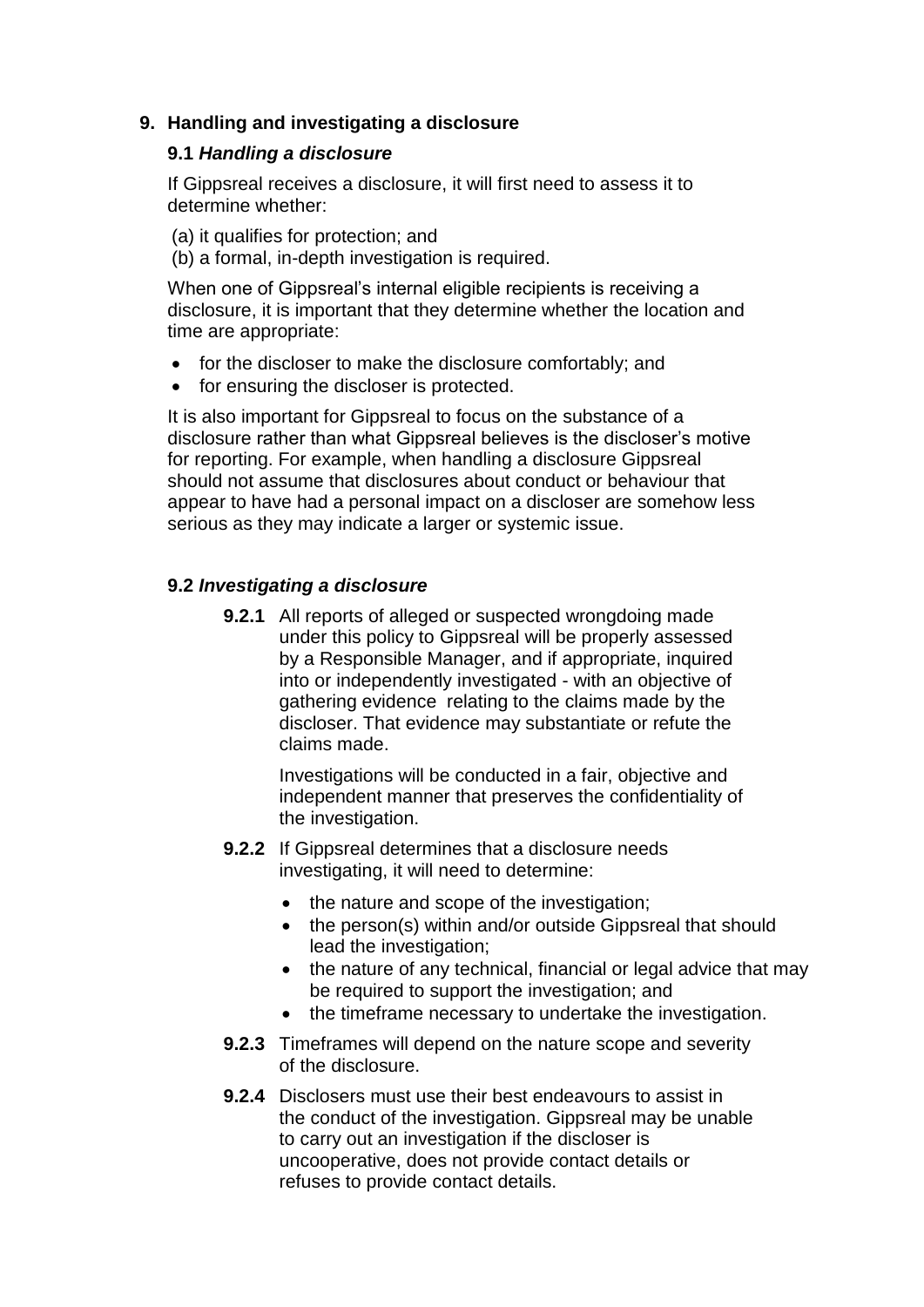## 9. Handling and investigating a disclosure

### 9.1 *Handling a disclosure*

If Gippsreal receives a disclosure, it will first need to assess it to determine whether:

(a) it qualifies for protection; and
(b) a formal, in-depth investigation is required.

When one of Gippsreal's internal eligible recipients is receiving a disclosure, it is important that they determine whether the location and time are appropriate:

- for the discloser to make the disclosure comfortably; and
- for ensuring the discloser is protected.

It is also important for Gippsreal to focus on the substance of a disclosure rather than what Gippsreal believes is the discloser's motive for reporting. For example, when handling a disclosure Gippsreal should not assume that disclosures about conduct or behaviour that appear to have had a personal impact on a discloser are somehow less serious as they may indicate a larger or systemic issue.

### 9.2 *Investigating a disclosure*

**9.2.1** All reports of alleged or suspected wrongdoing made under this policy to Gippsreal will be properly assessed by a Responsible Manager, and if appropriate, inquired into or independently investigated - with an objective of gathering evidence relating to the claims made by the discloser. That evidence may substantiate or refute the claims made.

Investigations will be conducted in a fair, objective and independent manner that preserves the confidentiality of the investigation.

**9.2.2** If Gippsreal determines that a disclosure needs investigating, it will need to determine:

- the nature and scope of the investigation;
- the person(s) within and/or outside Gippsreal that should lead the investigation;
- the nature of any technical, financial or legal advice that may be required to support the investigation; and
- the timeframe necessary to undertake the investigation.

**9.2.3** Timeframes will depend on the nature scope and severity of the disclosure.

**9.2.4** Disclosers must use their best endeavours to assist in the conduct of the investigation. Gippsreal may be unable to carry out an investigation if the discloser is uncooperative, does not provide contact details or refuses to provide contact details.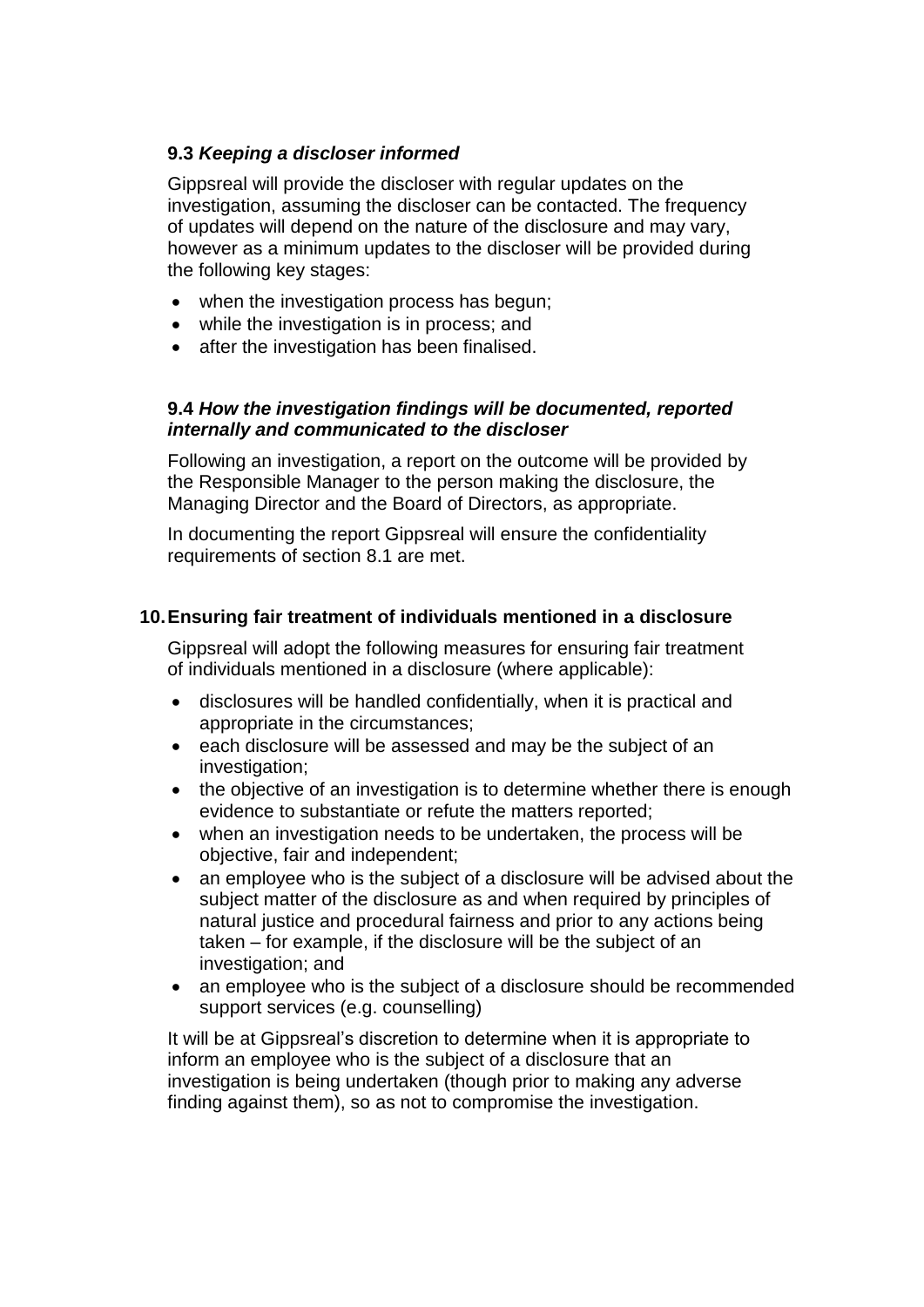### 9.3 *Keeping a discloser informed*

Gippsreal will provide the discloser with regular updates on the investigation, assuming the discloser can be contacted. The frequency of updates will depend on the nature of the disclosure and may vary, however as a minimum updates to the discloser will be provided during the following key stages:

- when the investigation process has begun;
- while the investigation is in process; and
- after the investigation has been finalised.

### 9.4 *How the investigation findings will be documented, reported internally and communicated to the discloser*

Following an investigation, a report on the outcome will be provided by the Responsible Manager to the person making the disclosure, the Managing Director and the Board of Directors, as appropriate.

In documenting the report Gippsreal will ensure the confidentiality requirements of section 8.1 are met.

## 10. Ensuring fair treatment of individuals mentioned in a disclosure

Gippsreal will adopt the following measures for ensuring fair treatment of individuals mentioned in a disclosure (where applicable):

- disclosures will be handled confidentially, when it is practical and appropriate in the circumstances;
- each disclosure will be assessed and may be the subject of an investigation;
- the objective of an investigation is to determine whether there is enough evidence to substantiate or refute the matters reported;
- when an investigation needs to be undertaken, the process will be objective, fair and independent;
- an employee who is the subject of a disclosure will be advised about the subject matter of the disclosure as and when required by principles of natural justice and procedural fairness and prior to any actions being taken – for example, if the disclosure will be the subject of an investigation; and
- an employee who is the subject of a disclosure should be recommended support services (e.g. counselling)

It will be at Gippsreal's discretion to determine when it is appropriate to inform an employee who is the subject of a disclosure that an investigation is being undertaken (though prior to making any adverse finding against them), so as not to compromise the investigation.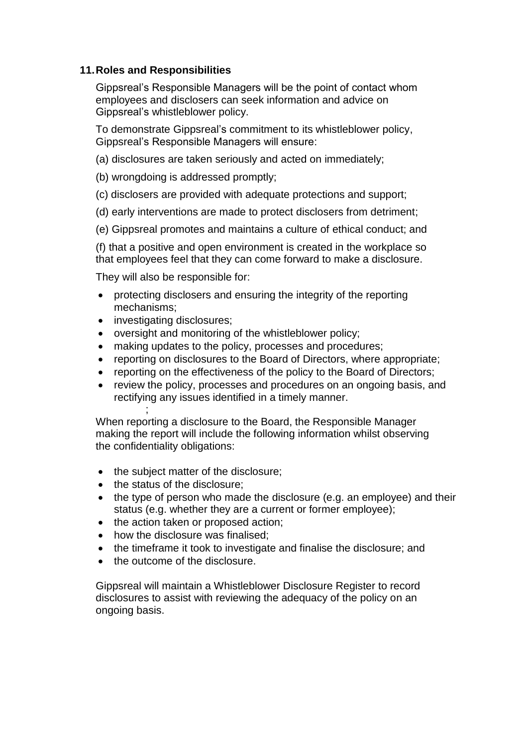## 11. Roles and Responsibilities

Gippsreal's Responsible Managers will be the point of contact whom employees and disclosers can seek information and advice on Gippsreal's whistleblower policy.

To demonstrate Gippsreal's commitment to its whistleblower policy, Gippsreal's Responsible Managers will ensure:

(a) disclosures are taken seriously and acted on immediately;

(b) wrongdoing is addressed promptly;

(c) disclosers are provided with adequate protections and support;

(d) early interventions are made to protect disclosers from detriment;

(e) Gippsreal promotes and maintains a culture of ethical conduct; and

(f) that a positive and open environment is created in the workplace so that employees feel that they can come forward to make a disclosure.

They will also be responsible for:

- protecting disclosers and ensuring the integrity of the reporting mechanisms;
- investigating disclosures;
- oversight and monitoring of the whistleblower policy;
- making updates to the policy, processes and procedures;
- reporting on disclosures to the Board of Directors, where appropriate;
- reporting on the effectiveness of the policy to the Board of Directors;
- review the policy, processes and procedures on an ongoing basis, and rectifying any issues identified in a timely manner.

;

When reporting a disclosure to the Board, the Responsible Manager making the report will include the following information whilst observing the confidentiality obligations:

- the subject matter of the disclosure;
- the status of the disclosure;
- the type of person who made the disclosure (e.g. an employee) and their status (e.g. whether they are a current or former employee);
- the action taken or proposed action;
- how the disclosure was finalised;
- the timeframe it took to investigate and finalise the disclosure; and
- the outcome of the disclosure.

Gippsreal will maintain a Whistleblower Disclosure Register to record disclosures to assist with reviewing the adequacy of the policy on an ongoing basis.